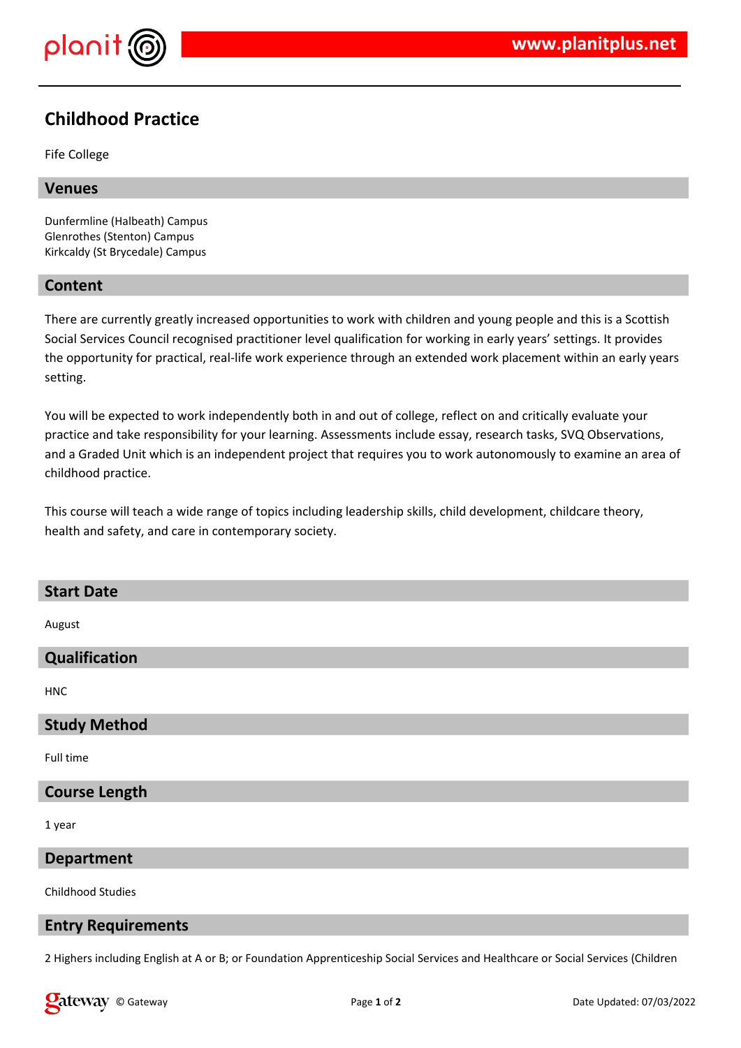# Childhood Practice

Fife College

## Venues

Dunfermline (Halbeath) Campus
Glenrothes (Stenton) Campus
Kirkcaldy (St Brycedale) Campus

## Content

There are currently greatly increased opportunities to work with children and young people and this is a Scottish Social Services Council recognised practitioner level qualification for working in early years' settings. It provides the opportunity for practical, real-life work experience through an extended work placement within an early years setting.

You will be expected to work independently both in and out of college, reflect on and critically evaluate your practice and take responsibility for your learning. Assessments include essay, research tasks, SVQ Observations, and a Graded Unit which is an independent project that requires you to work autonomously to examine an area of childhood practice.

This course will teach a wide range of topics including leadership skills, child development, childcare theory, health and safety, and care in contemporary society.

## Start Date

August

## Qualification

HNC

## Study Method

Full time

## Course Length

1 year

## Department

Childhood Studies

## Entry Requirements

2 Highers including English at A or B; or Foundation Apprenticeship Social Services and Healthcare or Social Services (Children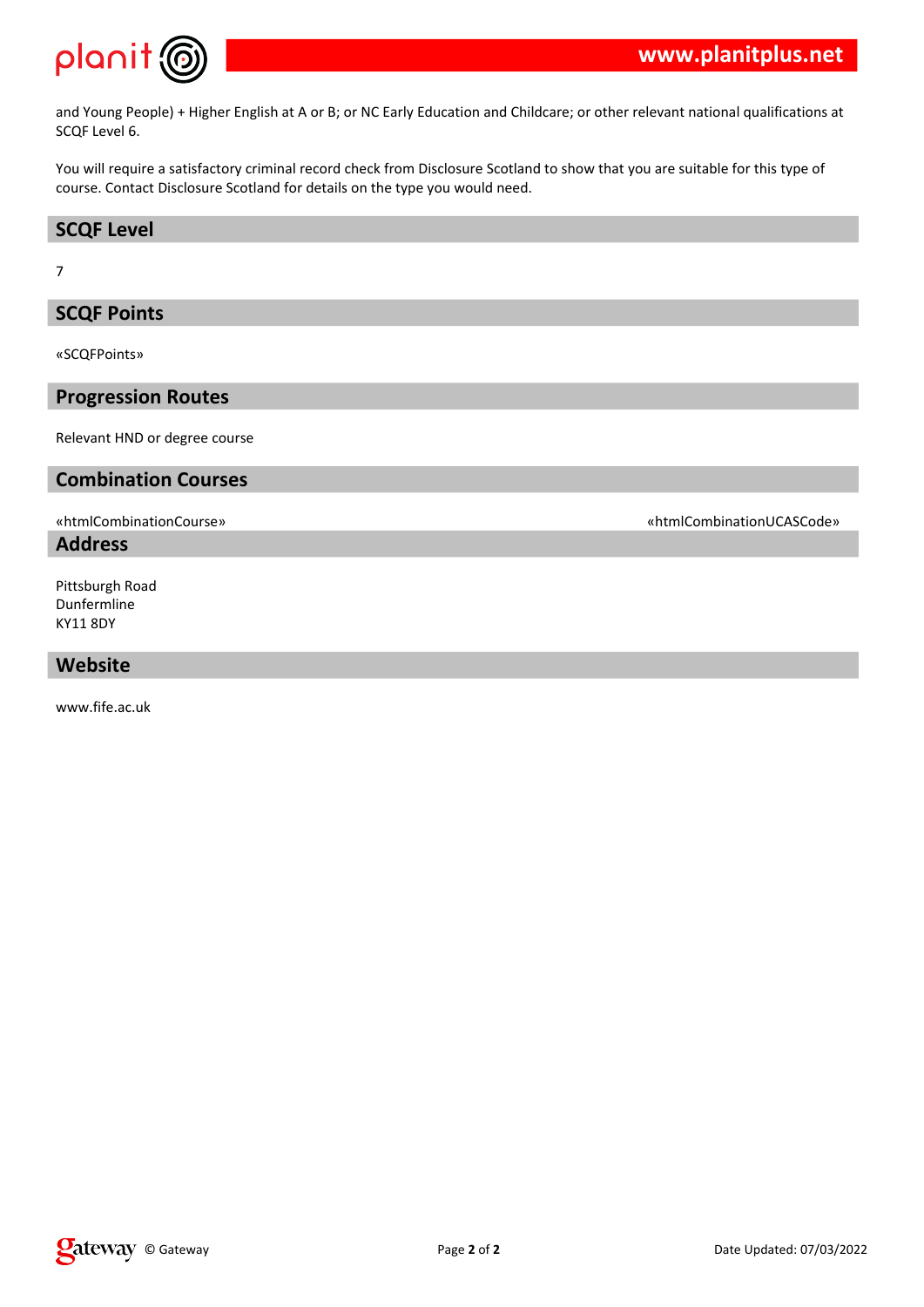and Young People) + Higher English at A or B; or NC Early Education and Childcare; or other relevant national qualifications at SCQF Level 6.

You will require a satisfactory criminal record check from Disclosure Scotland to show that you are suitable for this type of course. Contact Disclosure Scotland for details on the type you would need.

## SCQF Level

7

## SCQF Points

«SCQFPoints»

## Progression Routes

Relevant HND or degree course

## Combination Courses

«htmlCombinationCourse» «htmlCombinationUCASCode»

## Address

Pittsburgh Road
Dunfermline
KY11 8DY

## Website

www.fife.ac.uk